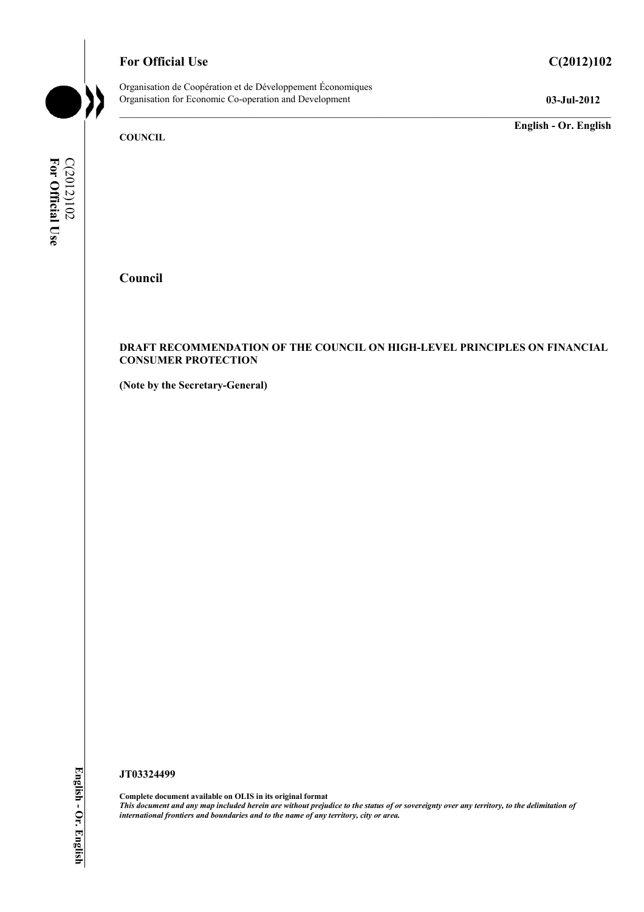**For Official Use** **C(2012)102**

Organisation de Coopération et de Développement Économiques
Organisation for Economic Co-operation and Development **03-Jul-2012**

**English - Or. English**

**COUNCIL**

# Council

**DRAFT RECOMMENDATION OF THE COUNCIL ON HIGH-LEVEL PRINCIPLES ON FINANCIAL CONSUMER PROTECTION**

**(Note by the Secretary-General)**

**JT03324499**

**Complete document available on OLIS in its original format**
***This document and any map included herein are without prejudice to the status of or sovereignty over any territory, to the delimitation of international frontiers and boundaries and to the name of any territory, city or area.***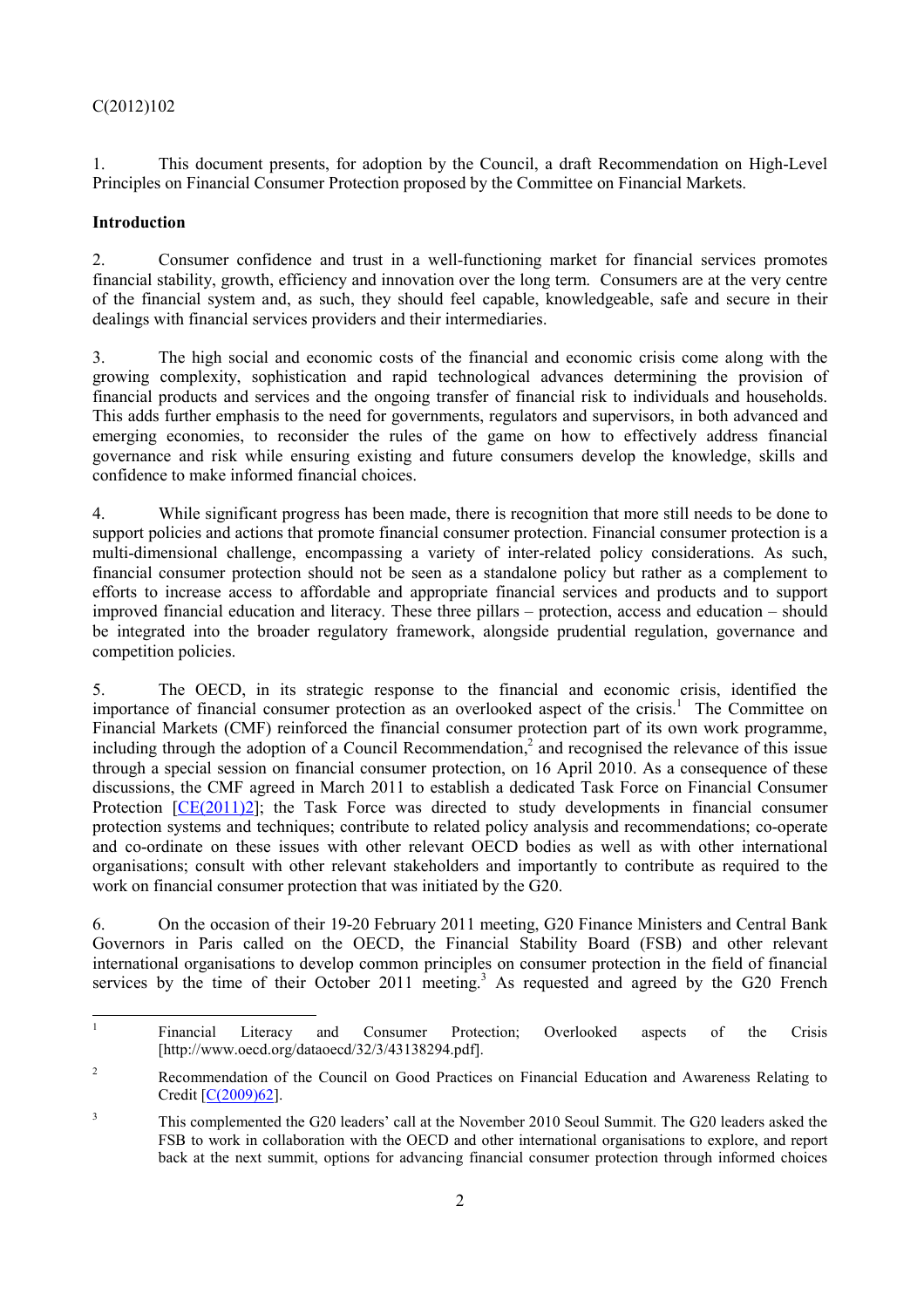1. This document presents, for adoption by the Council, a draft Recommendation on High-Level Principles on Financial Consumer Protection proposed by the Committee on Financial Markets.

**Introduction**

2. Consumer confidence and trust in a well-functioning market for financial services promotes financial stability, growth, efficiency and innovation over the long term. Consumers are at the very centre of the financial system and, as such, they should feel capable, knowledgeable, safe and secure in their dealings with financial services providers and their intermediaries.

3. The high social and economic costs of the financial and economic crisis come along with the growing complexity, sophistication and rapid technological advances determining the provision of financial products and services and the ongoing transfer of financial risk to individuals and households. This adds further emphasis to the need for governments, regulators and supervisors, in both advanced and emerging economies, to reconsider the rules of the game on how to effectively address financial governance and risk while ensuring existing and future consumers develop the knowledge, skills and confidence to make informed financial choices.

4. While significant progress has been made, there is recognition that more still needs to be done to support policies and actions that promote financial consumer protection. Financial consumer protection is a multi-dimensional challenge, encompassing a variety of inter-related policy considerations. As such, financial consumer protection should not be seen as a standalone policy but rather as a complement to efforts to increase access to affordable and appropriate financial services and products and to support improved financial education and literacy. These three pillars – protection, access and education – should be integrated into the broader regulatory framework, alongside prudential regulation, governance and competition policies.

5. The OECD, in its strategic response to the financial and economic crisis, identified the importance of financial consumer protection as an overlooked aspect of the crisis.[1] The Committee on Financial Markets (CMF) reinforced the financial consumer protection part of its own work programme, including through the adoption of a Council Recommendation,[2] and recognised the relevance of this issue through a special session on financial consumer protection, on 16 April 2010. As a consequence of these discussions, the CMF agreed in March 2011 to establish a dedicated Task Force on Financial Consumer Protection [CE(2011)2]; the Task Force was directed to study developments in financial consumer protection systems and techniques; contribute to related policy analysis and recommendations; co-operate and co-ordinate on these issues with other relevant OECD bodies as well as with other international organisations; consult with other relevant stakeholders and importantly to contribute as required to the work on financial consumer protection that was initiated by the G20.

6. On the occasion of their 19-20 February 2011 meeting, G20 Finance Ministers and Central Bank Governors in Paris called on the OECD, the Financial Stability Board (FSB) and other relevant international organisations to develop common principles on consumer protection in the field of financial services by the time of their October 2011 meeting.[3] As requested and agreed by the G20 French

---

[1] Financial Literacy and Consumer Protection; Overlooked aspects of the Crisis [http://www.oecd.org/dataoecd/32/3/43138294.pdf].

[2] Recommendation of the Council on Good Practices on Financial Education and Awareness Relating to Credit [C(2009)62].

[3] This complemented the G20 leaders' call at the November 2010 Seoul Summit. The G20 leaders asked the FSB to work in collaboration with the OECD and other international organisations to explore, and report back at the next summit, options for advancing financial consumer protection through informed choices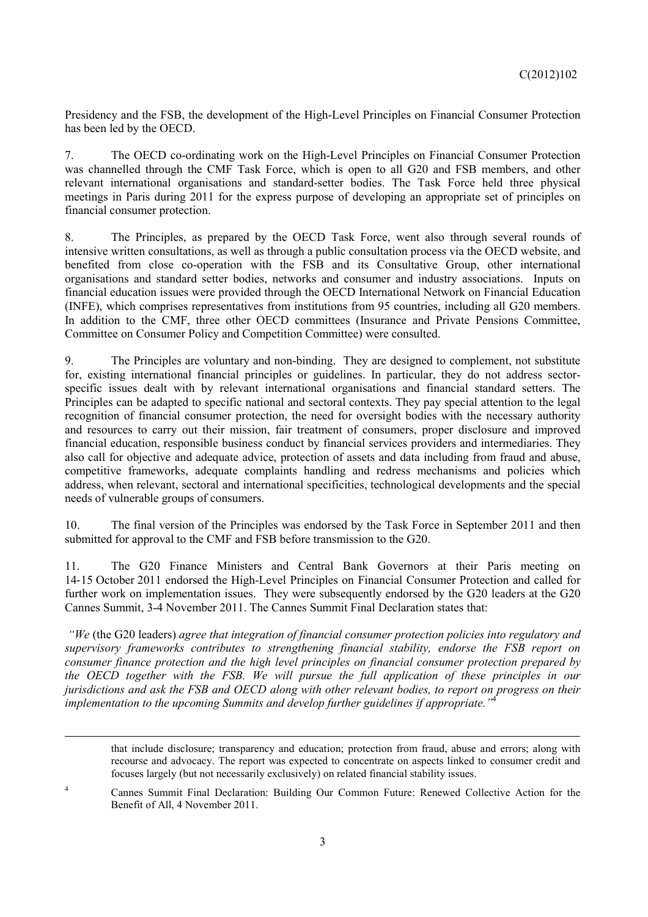Presidency and the FSB, the development of the High-Level Principles on Financial Consumer Protection has been led by the OECD.

7. The OECD co-ordinating work on the High-Level Principles on Financial Consumer Protection was channelled through the CMF Task Force, which is open to all G20 and FSB members, and other relevant international organisations and standard-setter bodies. The Task Force held three physical meetings in Paris during 2011 for the express purpose of developing an appropriate set of principles on financial consumer protection.

8. The Principles, as prepared by the OECD Task Force, went also through several rounds of intensive written consultations, as well as through a public consultation process via the OECD website, and benefited from close co-operation with the FSB and its Consultative Group, other international organisations and standard setter bodies, networks and consumer and industry associations. Inputs on financial education issues were provided through the OECD International Network on Financial Education (INFE), which comprises representatives from institutions from 95 countries, including all G20 members. In addition to the CMF, three other OECD committees (Insurance and Private Pensions Committee, Committee on Consumer Policy and Competition Committee) were consulted.

9. The Principles are voluntary and non-binding. They are designed to complement, not substitute for, existing international financial principles or guidelines. In particular, they do not address sector-specific issues dealt with by relevant international organisations and financial standard setters. The Principles can be adapted to specific national and sectoral contexts. They pay special attention to the legal recognition of financial consumer protection, the need for oversight bodies with the necessary authority and resources to carry out their mission, fair treatment of consumers, proper disclosure and improved financial education, responsible business conduct by financial services providers and intermediaries. They also call for objective and adequate advice, protection of assets and data including from fraud and abuse, competitive frameworks, adequate complaints handling and redress mechanisms and policies which address, when relevant, sectoral and international specificities, technological developments and the special needs of vulnerable groups of consumers.

10. The final version of the Principles was endorsed by the Task Force in September 2011 and then submitted for approval to the CMF and FSB before transmission to the G20.

11. The G20 Finance Ministers and Central Bank Governors at their Paris meeting on 14-15 October 2011 endorsed the High-Level Principles on Financial Consumer Protection and called for further work on implementation issues. They were subsequently endorsed by the G20 leaders at the G20 Cannes Summit, 3-4 November 2011. The Cannes Summit Final Declaration states that:

*"We* (the G20 leaders) *agree that integration of financial consumer protection policies into regulatory and supervisory frameworks contributes to strengthening financial stability, endorse the FSB report on consumer finance protection and the high level principles on financial consumer protection prepared by the OECD together with the FSB. We will pursue the full application of these principles in our jurisdictions and ask the FSB and OECD along with other relevant bodies, to report on progress on their implementation to the upcoming Summits and develop further guidelines if appropriate."*[4]

---

that include disclosure; transparency and education; protection from fraud, abuse and errors; along with recourse and advocacy. The report was expected to concentrate on aspects linked to consumer credit and focuses largely (but not necessarily exclusively) on related financial stability issues.

[4] Cannes Summit Final Declaration: Building Our Common Future: Renewed Collective Action for the Benefit of All, 4 November 2011.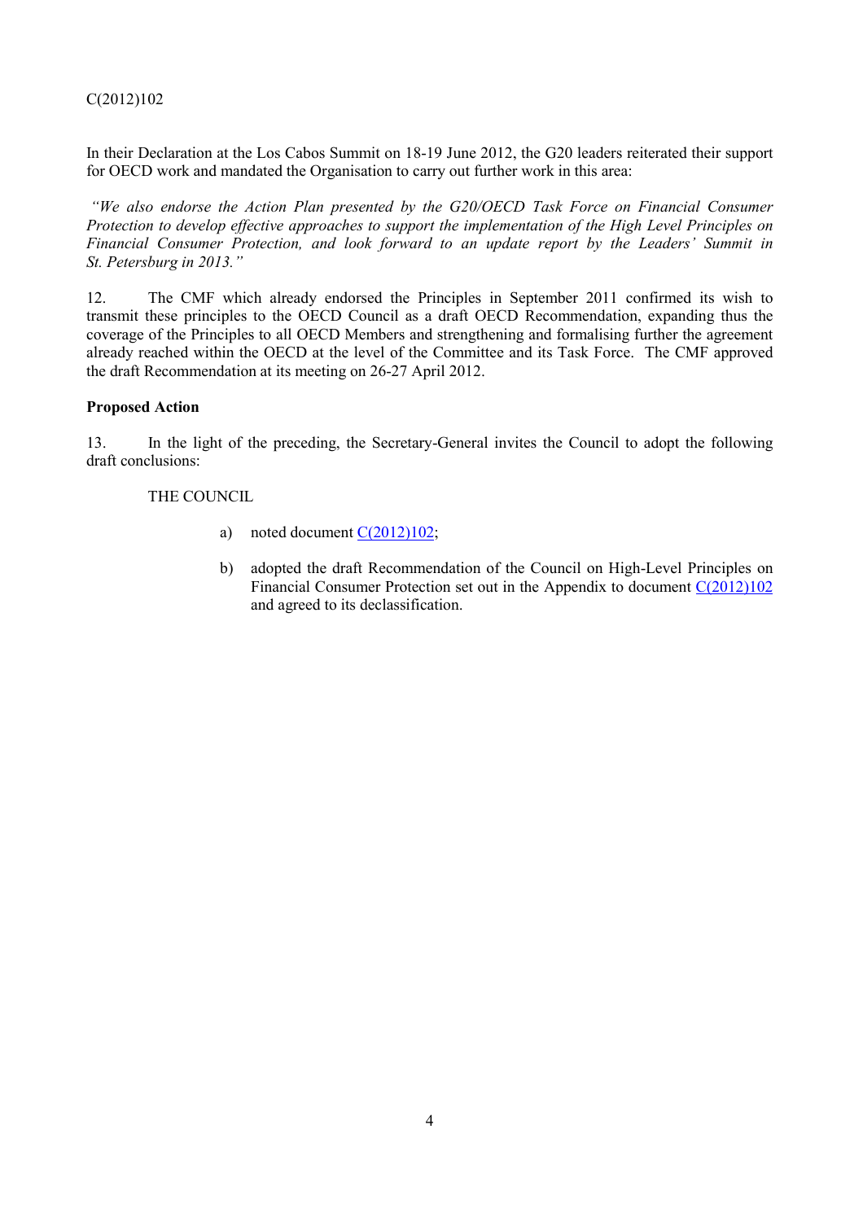In their Declaration at the Los Cabos Summit on 18-19 June 2012, the G20 leaders reiterated their support for OECD work and mandated the Organisation to carry out further work in this area:

*"We also endorse the Action Plan presented by the G20/OECD Task Force on Financial Consumer Protection to develop effective approaches to support the implementation of the High Level Principles on Financial Consumer Protection, and look forward to an update report by the Leaders' Summit in St. Petersburg in 2013."*

12. The CMF which already endorsed the Principles in September 2011 confirmed its wish to transmit these principles to the OECD Council as a draft OECD Recommendation, expanding thus the coverage of the Principles to all OECD Members and strengthening and formalising further the agreement already reached within the OECD at the level of the Committee and its Task Force. The CMF approved the draft Recommendation at its meeting on 26-27 April 2012.

**Proposed Action**

13. In the light of the preceding, the Secretary-General invites the Council to adopt the following draft conclusions:

THE COUNCIL

a) noted document C(2012)102;

b) adopted the draft Recommendation of the Council on High-Level Principles on Financial Consumer Protection set out in the Appendix to document C(2012)102 and agreed to its declassification.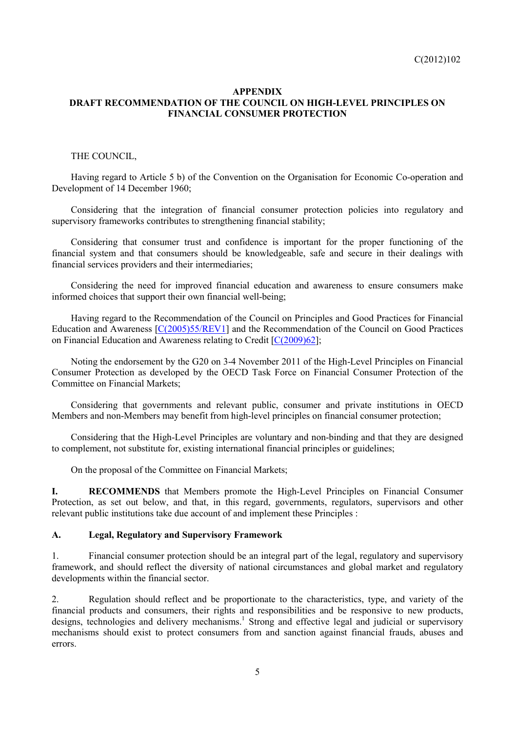## APPENDIX

## DRAFT RECOMMENDATION OF THE COUNCIL ON HIGH-LEVEL PRINCIPLES ON FINANCIAL CONSUMER PROTECTION

THE COUNCIL,

Having regard to Article 5 b) of the Convention on the Organisation for Economic Co-operation and Development of 14 December 1960;

Considering that the integration of financial consumer protection policies into regulatory and supervisory frameworks contributes to strengthening financial stability;

Considering that consumer trust and confidence is important for the proper functioning of the financial system and that consumers should be knowledgeable, safe and secure in their dealings with financial services providers and their intermediaries;

Considering the need for improved financial education and awareness to ensure consumers make informed choices that support their own financial well-being;

Having regard to the Recommendation of the Council on Principles and Good Practices for Financial Education and Awareness [C(2005)55/REV1] and the Recommendation of the Council on Good Practices on Financial Education and Awareness relating to Credit [C(2009)62];

Noting the endorsement by the G20 on 3-4 November 2011 of the High-Level Principles on Financial Consumer Protection as developed by the OECD Task Force on Financial Consumer Protection of the Committee on Financial Markets;

Considering that governments and relevant public, consumer and private institutions in OECD Members and non-Members may benefit from high-level principles on financial consumer protection;

Considering that the High-Level Principles are voluntary and non-binding and that they are designed to complement, not substitute for, existing international financial principles or guidelines;

On the proposal of the Committee on Financial Markets;

**I. RECOMMENDS** that Members promote the High-Level Principles on Financial Consumer Protection, as set out below, and that, in this regard, governments, regulators, supervisors and other relevant public institutions take due account of and implement these Principles :

**A. Legal, Regulatory and Supervisory Framework**

1. Financial consumer protection should be an integral part of the legal, regulatory and supervisory framework, and should reflect the diversity of national circumstances and global market and regulatory developments within the financial sector.

2. Regulation should reflect and be proportionate to the characteristics, type, and variety of the financial products and consumers, their rights and responsibilities and be responsive to new products, designs, technologies and delivery mechanisms.[1] Strong and effective legal and judicial or supervisory mechanisms should exist to protect consumers from and sanction against financial frauds, abuses and errors.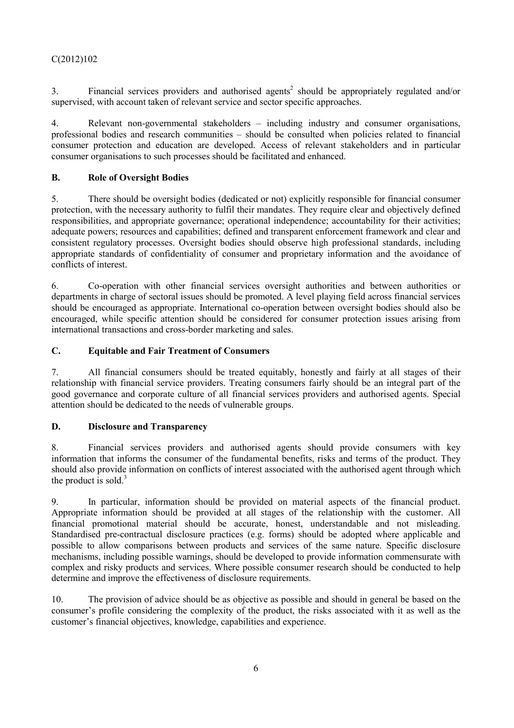3. Financial services providers and authorised agents[2] should be appropriately regulated and/or supervised, with account taken of relevant service and sector specific approaches.

4. Relevant non-governmental stakeholders – including industry and consumer organisations, professional bodies and research communities – should be consulted when policies related to financial consumer protection and education are developed. Access of relevant stakeholders and in particular consumer organisations to such processes should be facilitated and enhanced.

### B. Role of Oversight Bodies

5. There should be oversight bodies (dedicated or not) explicitly responsible for financial consumer protection, with the necessary authority to fulfil their mandates. They require clear and objectively defined responsibilities, and appropriate governance; operational independence; accountability for their activities; adequate powers; resources and capabilities; defined and transparent enforcement framework and clear and consistent regulatory processes. Oversight bodies should observe high professional standards, including appropriate standards of confidentiality of consumer and proprietary information and the avoidance of conflicts of interest.

6. Co-operation with other financial services oversight authorities and between authorities or departments in charge of sectoral issues should be promoted. A level playing field across financial services should be encouraged as appropriate. International co-operation between oversight bodies should also be encouraged, while specific attention should be considered for consumer protection issues arising from international transactions and cross-border marketing and sales.

### C. Equitable and Fair Treatment of Consumers

7. All financial consumers should be treated equitably, honestly and fairly at all stages of their relationship with financial service providers. Treating consumers fairly should be an integral part of the good governance and corporate culture of all financial services providers and authorised agents. Special attention should be dedicated to the needs of vulnerable groups.

### D. Disclosure and Transparency

8. Financial services providers and authorised agents should provide consumers with key information that informs the consumer of the fundamental benefits, risks and terms of the product. They should also provide information on conflicts of interest associated with the authorised agent through which the product is sold.[3]

9. In particular, information should be provided on material aspects of the financial product. Appropriate information should be provided at all stages of the relationship with the customer. All financial promotional material should be accurate, honest, understandable and not misleading. Standardised pre-contractual disclosure practices (e.g. forms) should be adopted where applicable and possible to allow comparisons between products and services of the same nature. Specific disclosure mechanisms, including possible warnings, should be developed to provide information commensurate with complex and risky products and services. Where possible consumer research should be conducted to help determine and improve the effectiveness of disclosure requirements.

10. The provision of advice should be as objective as possible and should in general be based on the consumer's profile considering the complexity of the product, the risks associated with it as well as the customer's financial objectives, knowledge, capabilities and experience.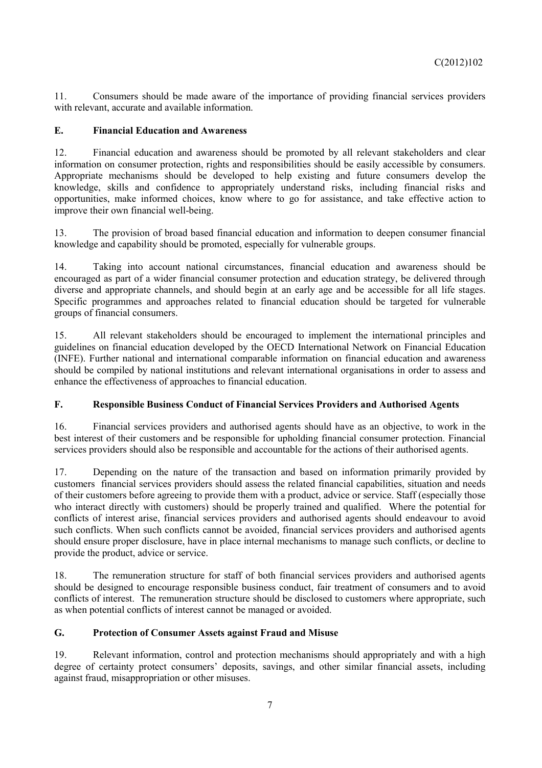11. Consumers should be made aware of the importance of providing financial services providers with relevant, accurate and available information.

### E. Financial Education and Awareness

12. Financial education and awareness should be promoted by all relevant stakeholders and clear information on consumer protection, rights and responsibilities should be easily accessible by consumers. Appropriate mechanisms should be developed to help existing and future consumers develop the knowledge, skills and confidence to appropriately understand risks, including financial risks and opportunities, make informed choices, know where to go for assistance, and take effective action to improve their own financial well-being.

13. The provision of broad based financial education and information to deepen consumer financial knowledge and capability should be promoted, especially for vulnerable groups.

14. Taking into account national circumstances, financial education and awareness should be encouraged as part of a wider financial consumer protection and education strategy, be delivered through diverse and appropriate channels, and should begin at an early age and be accessible for all life stages. Specific programmes and approaches related to financial education should be targeted for vulnerable groups of financial consumers.

15. All relevant stakeholders should be encouraged to implement the international principles and guidelines on financial education developed by the OECD International Network on Financial Education (INFE). Further national and international comparable information on financial education and awareness should be compiled by national institutions and relevant international organisations in order to assess and enhance the effectiveness of approaches to financial education.

### F. Responsible Business Conduct of Financial Services Providers and Authorised Agents

16. Financial services providers and authorised agents should have as an objective, to work in the best interest of their customers and be responsible for upholding financial consumer protection. Financial services providers should also be responsible and accountable for the actions of their authorised agents.

17. Depending on the nature of the transaction and based on information primarily provided by customers financial services providers should assess the related financial capabilities, situation and needs of their customers before agreeing to provide them with a product, advice or service. Staff (especially those who interact directly with customers) should be properly trained and qualified. Where the potential for conflicts of interest arise, financial services providers and authorised agents should endeavour to avoid such conflicts. When such conflicts cannot be avoided, financial services providers and authorised agents should ensure proper disclosure, have in place internal mechanisms to manage such conflicts, or decline to provide the product, advice or service.

18. The remuneration structure for staff of both financial services providers and authorised agents should be designed to encourage responsible business conduct, fair treatment of consumers and to avoid conflicts of interest. The remuneration structure should be disclosed to customers where appropriate, such as when potential conflicts of interest cannot be managed or avoided.

### G. Protection of Consumer Assets against Fraud and Misuse

19. Relevant information, control and protection mechanisms should appropriately and with a high degree of certainty protect consumers' deposits, savings, and other similar financial assets, including against fraud, misappropriation or other misuses.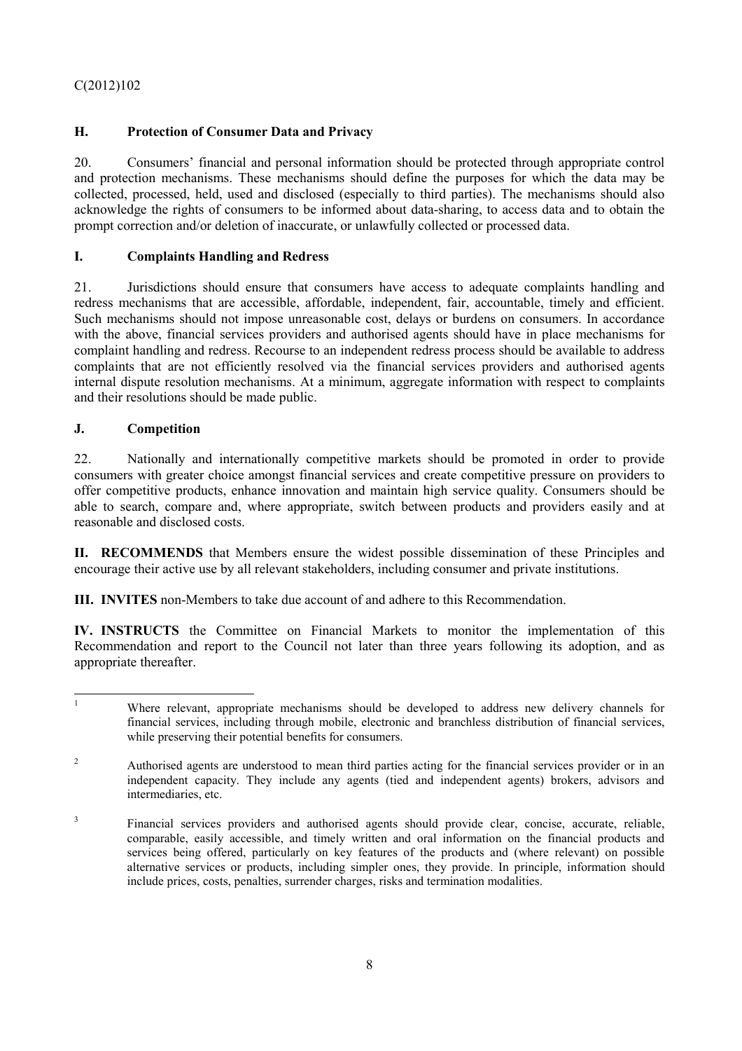### H. Protection of Consumer Data and Privacy

20. Consumers' financial and personal information should be protected through appropriate control and protection mechanisms. These mechanisms should define the purposes for which the data may be collected, processed, held, used and disclosed (especially to third parties). The mechanisms should also acknowledge the rights of consumers to be informed about data-sharing, to access data and to obtain the prompt correction and/or deletion of inaccurate, or unlawfully collected or processed data.

### I. Complaints Handling and Redress

21. Jurisdictions should ensure that consumers have access to adequate complaints handling and redress mechanisms that are accessible, affordable, independent, fair, accountable, timely and efficient. Such mechanisms should not impose unreasonable cost, delays or burdens on consumers. In accordance with the above, financial services providers and authorised agents should have in place mechanisms for complaint handling and redress. Recourse to an independent redress process should be available to address complaints that are not efficiently resolved via the financial services providers and authorised agents internal dispute resolution mechanisms. At a minimum, aggregate information with respect to complaints and their resolutions should be made public.

### J. Competition

22. Nationally and internationally competitive markets should be promoted in order to provide consumers with greater choice amongst financial services and create competitive pressure on providers to offer competitive products, enhance innovation and maintain high service quality. Consumers should be able to search, compare and, where appropriate, switch between products and providers easily and at reasonable and disclosed costs.

**II. RECOMMENDS** that Members ensure the widest possible dissemination of these Principles and encourage their active use by all relevant stakeholders, including consumer and private institutions.

**III. INVITES** non-Members to take due account of and adhere to this Recommendation.

**IV. INSTRUCTS** the Committee on Financial Markets to monitor the implementation of this Recommendation and report to the Council not later than three years following its adoption, and as appropriate thereafter.

---

[1] Where relevant, appropriate mechanisms should be developed to address new delivery channels for financial services, including through mobile, electronic and branchless distribution of financial services, while preserving their potential benefits for consumers.

[2] Authorised agents are understood to mean third parties acting for the financial services provider or in an independent capacity. They include any agents (tied and independent agents) brokers, advisors and intermediaries, etc.

[3] Financial services providers and authorised agents should provide clear, concise, accurate, reliable, comparable, easily accessible, and timely written and oral information on the financial products and services being offered, particularly on key features of the products and (where relevant) on possible alternative services or products, including simpler ones, they provide. In principle, information should include prices, costs, penalties, surrender charges, risks and termination modalities.